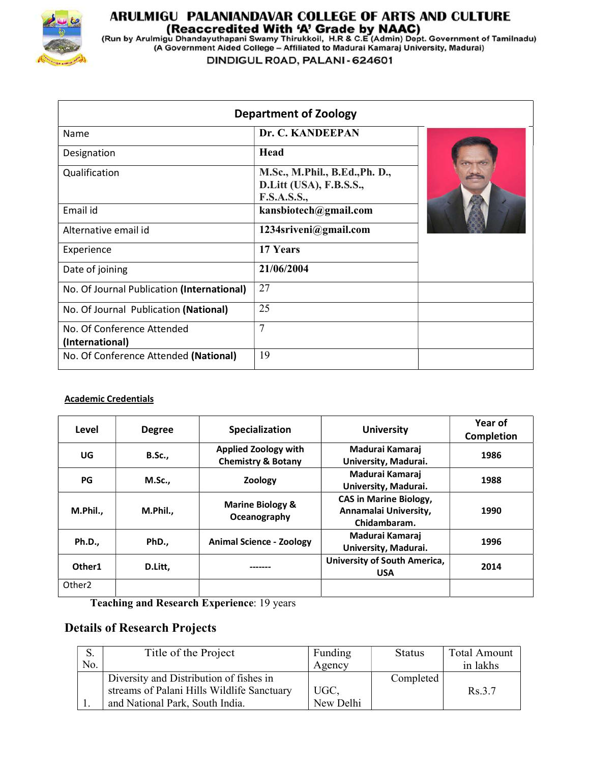# ARULMIGU PALANIANDAVAR COLLEGE OF ARTS AND CULTURE

**(Reaccredited With 'A' Grade by NAAC)**

(Run by Arulmigu Dhandayuthapani Swamy Thirukkoil, H.R & C.E (Admin) Dept. Government of Tamilnadu)

(A Government Aided College – Affiliated to Madurai Kamaraj University, Madurai)

DINDIGUL ROAD, PALANI - 624601

| Department of Zoology | | |
|---|---|---|
| Name | **Dr. C. KANDEEPAN** | |
| Designation | **Head** | |
| Qualification | **M.Sc., M.Phil., B.Ed.,Ph. D., D.Litt (USA), F.B.S.S., F.S.A.S.S.,** | |
| Email id | **kansbiotech@gmail.com** | |
| Alternative email id | **1234sriveni@gmail.com** | |
| Experience | **17 Years** | |
| Date of joining | **21/06/2004** | |
| No. Of Journal Publication **(International)** | 27 | |
| No. Of Journal Publication **(National)** | 25 | |
| No. Of Conference Attended **(International)** | 7 | |
| No. Of Conference Attended **(National)** | 19 | |

**Academic Credentials**

| Level | Degree | Specialization | University | Year of Completion |
|---|---|---|---|---|
| **UG** | **B.Sc.,** | **Applied Zoology with Chemistry & Botany** | **Madurai Kamaraj University, Madurai.** | **1986** |
| **PG** | **M.Sc.,** | **Zoology** | **Madurai Kamaraj University, Madurai.** | **1988** |
| **M.Phil.,** | **M.Phil.,** | **Marine Biology & Oceanography** | **CAS in Marine Biology, Annamalai University, Chidambaram.** | **1990** |
| **Ph.D.,** | **PhD.,** | **Animal Science - Zoology** | **Madurai Kamaraj University, Madurai.** | **1996** |
| **Other1** | **D.Litt,** | **-------** | **University of South America, USA** | **2014** |
| Other2 | | | | |

**Teaching and Research Experience**: 19 years

## Details of Research Projects

| S. No. | Title of the Project | Funding Agency | Status | Total Amount in lakhs |
|---|---|---|---|---|
| 1. | Diversity and Distribution of fishes in streams of Palani Hills Wildlife Sanctuary and National Park, South India. | UGC, New Delhi | Completed | Rs.3.7 |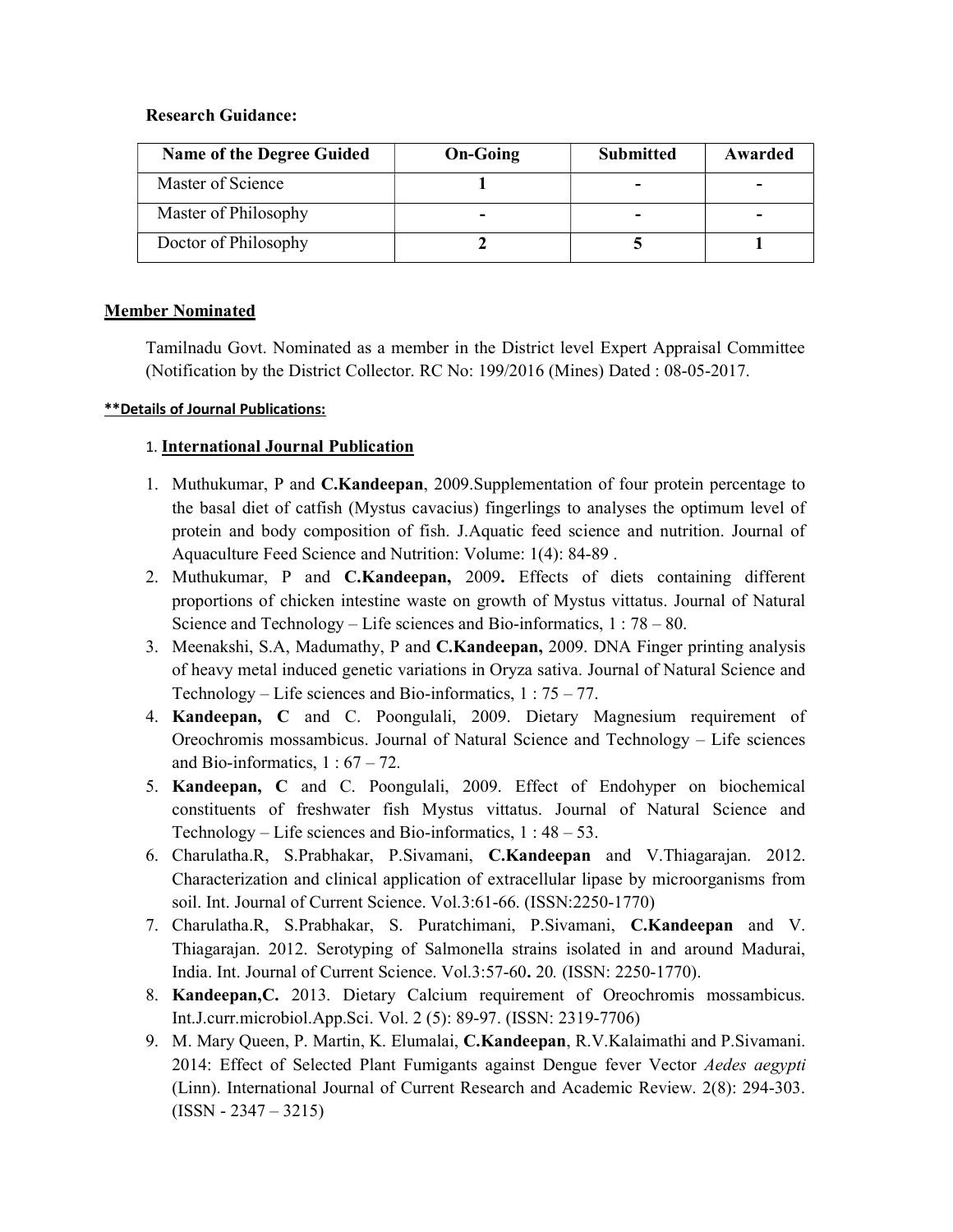**Research Guidance:**

| Name of the Degree Guided | On-Going | Submitted | Awarded |
|---|---|---|---|
| Master of Science | **1** | **-** | **-** |
| Master of Philosophy | **-** | **-** | **-** |
| Doctor of Philosophy | **2** | **5** | **1** |

**Member Nominated**

Tamilnadu Govt. Nominated as a member in the District level Expert Appraisal Committee (Notification by the District Collector. RC No: 199/2016 (Mines) Dated : 08-05-2017.

**\*\*Details of Journal Publications:**

1. **International Journal Publication**

1. Muthukumar, P and **C.Kandeepan**, 2009.Supplementation of four protein percentage to the basal diet of catfish (Mystus cavacius) fingerlings to analyses the optimum level of protein and body composition of fish. J.Aquatic feed science and nutrition. Journal of Aquaculture Feed Science and Nutrition: Volume: 1(4): 84-89 .
2. Muthukumar, P and **C.Kandeepan,** 2009**.** Effects of diets containing different proportions of chicken intestine waste on growth of Mystus vittatus. Journal of Natural Science and Technology – Life sciences and Bio-informatics, 1 : 78 – 80.
3. Meenakshi, S.A, Madumathy, P and **C.Kandeepan,** 2009. DNA Finger printing analysis of heavy metal induced genetic variations in Oryza sativa. Journal of Natural Science and Technology – Life sciences and Bio-informatics, 1 : 75 – 77.
4. **Kandeepan, C** and C. Poongulali, 2009. Dietary Magnesium requirement of Oreochromis mossambicus. Journal of Natural Science and Technology – Life sciences and Bio-informatics, 1 : 67 – 72.
5. **Kandeepan, C** and C. Poongulali, 2009. Effect of Endohyper on biochemical constituents of freshwater fish Mystus vittatus. Journal of Natural Science and Technology – Life sciences and Bio-informatics, 1 : 48 – 53.
6. Charulatha.R, S.Prabhakar, P.Sivamani, **C.Kandeepan** and V.Thiagarajan. 2012. Characterization and clinical application of extracellular lipase by microorganisms from soil. Int. Journal of Current Science. Vol.3:61-66. (ISSN:2250-1770)
7. Charulatha.R, S.Prabhakar, S. Puratchimani, P.Sivamani, **C.Kandeepan** and V. Thiagarajan. 2012. Serotyping of Salmonella strains isolated in and around Madurai, India. Int. Journal of Current Science. Vol.3:57-60**.** 20*.* (ISSN: 2250-1770).
8. **Kandeepan,C.** 2013. Dietary Calcium requirement of Oreochromis mossambicus. Int.J.curr.microbiol.App.Sci. Vol. 2 (5): 89-97. (ISSN: 2319-7706)
9. M. Mary Queen, P. Martin, K. Elumalai, **C.Kandeepan**, R.V.Kalaimathi and P.Sivamani. 2014: Effect of Selected Plant Fumigants against Dengue fever Vector *Aedes aegypti* (Linn). International Journal of Current Research and Academic Review. 2(8): 294-303. (ISSN - 2347 – 3215)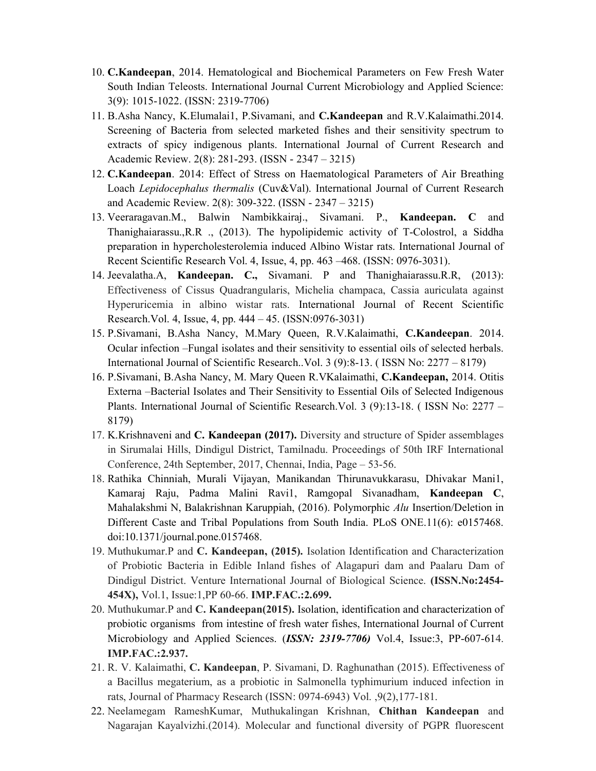10. **C.Kandeepan**, 2014. Hematological and Biochemical Parameters on Few Fresh Water South Indian Teleosts. International Journal Current Microbiology and Applied Science: 3(9): 1015-1022. (ISSN: 2319-7706)
11. B.Asha Nancy, K.Elumalai1, P.Sivamani, and **C.Kandeepan** and R.V.Kalaimathi.2014. Screening of Bacteria from selected marketed fishes and their sensitivity spectrum to extracts of spicy indigenous plants. International Journal of Current Research and Academic Review. 2(8): 281-293. (ISSN - 2347 – 3215)
12. **C.Kandeepan**. 2014: Effect of Stress on Haematological Parameters of Air Breathing Loach *Lepidocephalus thermalis* (Cuv&Val). International Journal of Current Research and Academic Review. 2(8): 309-322. (ISSN - 2347 – 3215)
13. Veeraragavan.M., Balwin Nambikkairaj., Sivamani. P., **Kandeepan. C** and Thanighaiarassu.,R.R ., (2013). The hypolipidemic activity of T-Colostrol, a Siddha preparation in hypercholesterolemia induced Albino Wistar rats. International Journal of Recent Scientific Research Vol. 4, Issue, 4, pp. 463 –468. (ISSN: 0976-3031).
14. Jeevalatha.A, **Kandeepan. C.,** Sivamani. P and Thanighaiarassu.R.R, (2013): Effectiveness of Cissus Quadrangularis, Michelia champaca, Cassia auriculata against Hyperuricemia in albino wistar rats. International Journal of Recent Scientific Research.Vol. 4, Issue, 4, pp. 444 – 45. (ISSN:0976-3031)
15. P.Sivamani, B.Asha Nancy, M.Mary Queen, R.V.Kalaimathi, **C.Kandeepan**. 2014. Ocular infection –Fungal isolates and their sensitivity to essential oils of selected herbals. International Journal of Scientific Research..Vol. 3 (9):8-13. ( ISSN No: 2277 – 8179)
16. P.Sivamani, B.Asha Nancy, M. Mary Queen R.VKalaimathi, **C.Kandeepan,** 2014. Otitis Externa –Bacterial Isolates and Their Sensitivity to Essential Oils of Selected Indigenous Plants. International Journal of Scientific Research.Vol. 3 (9):13-18. ( ISSN No: 2277 – 8179)
17. K.Krishnaveni and **C. Kandeepan (2017).** Diversity and structure of Spider assemblages in Sirumalai Hills, Dindigul District, Tamilnadu. Proceedings of 50th IRF International Conference, 24th September, 2017, Chennai, India, Page – 53-56.
18. Rathika Chinniah, Murali Vijayan, Manikandan Thirunavukkarasu, Dhivakar Mani1, Kamaraj Raju, Padma Malini Ravi1, Ramgopal Sivanadham, **Kandeepan C**, Mahalakshmi N, Balakrishnan Karuppiah, (2016). Polymorphic *Alu* Insertion/Deletion in Different Caste and Tribal Populations from South India. PLoS ONE.11(6): e0157468. doi:10.1371/journal.pone.0157468.
19. Muthukumar.P and **C. Kandeepan, (2015).** Isolation Identification and Characterization of Probiotic Bacteria in Edible Inland fishes of Alagapuri dam and Paalaru Dam of Dindigul District. Venture International Journal of Biological Science. **(ISSN.No:2454-454X),** Vol.1, Issue:1,PP 60-66. **IMP.FAC.:2.699.**
20. Muthukumar.P and **C. Kandeepan(2015).** Isolation, identification and characterization of probiotic organisms from intestine of fresh water fishes, International Journal of Current Microbiology and Applied Sciences. (***ISSN: 2319-7706)*** Vol.4, Issue:3, PP-607-614. **IMP.FAC.:2.937.**
21. R. V. Kalaimathi, **C. Kandeepan**, P. Sivamani, D. Raghunathan (2015). Effectiveness of a Bacillus megaterium, as a probiotic in Salmonella typhimurium induced infection in rats, Journal of Pharmacy Research (ISSN: 0974-6943) Vol. ,9(2),177-181.
22. Neelamegam RameshKumar, Muthukalingan Krishnan, **Chithan Kandeepan** and Nagarajan Kayalvizhi.(2014). Molecular and functional diversity of PGPR fluorescent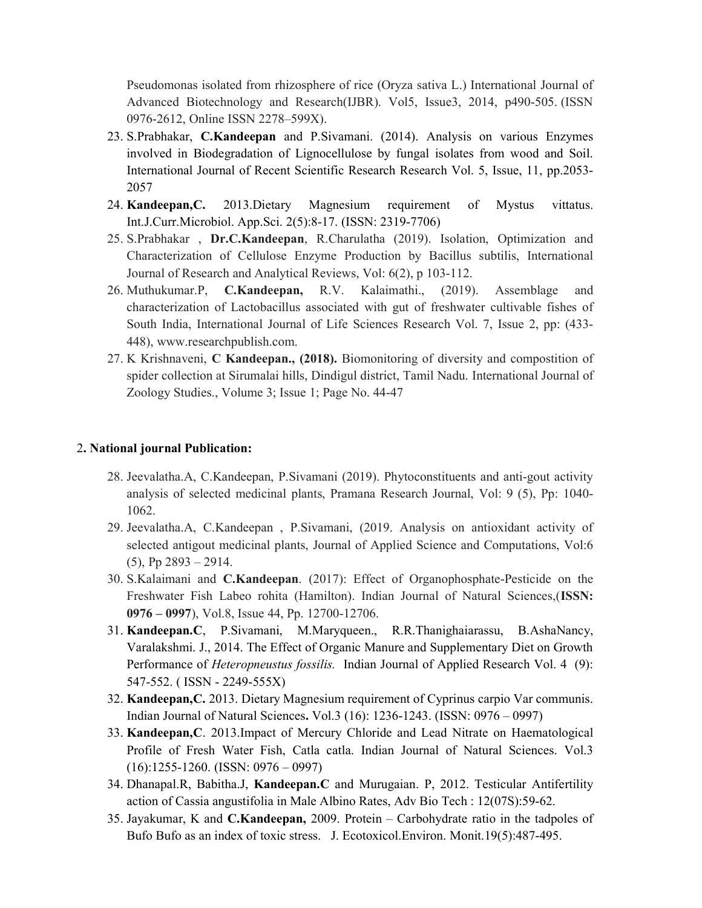Pseudomonas isolated from rhizosphere of rice (Oryza sativa L.) International Journal of Advanced Biotechnology and Research(IJBR). Vol5, Issue3, 2014, p490-505. (ISSN 0976-2612, Online ISSN 2278–599X).

23. S.Prabhakar, **C.Kandeepan** and P.Sivamani. (2014). Analysis on various Enzymes involved in Biodegradation of Lignocellulose by fungal isolates from wood and Soil. International Journal of Recent Scientific Research Research Vol. 5, Issue, 11, pp.2053-2057
24. **Kandeepan,C.** 2013.Dietary Magnesium requirement of Mystus vittatus. Int.J.Curr.Microbiol. App.Sci. 2(5):8-17. (ISSN: 2319-7706)
25. S.Prabhakar , **Dr.C.Kandeepan**, R.Charulatha (2019). Isolation, Optimization and Characterization of Cellulose Enzyme Production by Bacillus subtilis, International Journal of Research and Analytical Reviews, Vol: 6(2), p 103-112.
26. Muthukumar.P, **C.Kandeepan,** R.V. Kalaimathi., (2019). Assemblage and characterization of Lactobacillus associated with gut of freshwater cultivable fishes of South India, International Journal of Life Sciences Research Vol. 7, Issue 2, pp: (433-448), www.researchpublish.com.
27. K Krishnaveni, **C Kandeepan., (2018).** Biomonitoring of diversity and compostition of spider collection at Sirumalai hills, Dindigul district, Tamil Nadu. International Journal of Zoology Studies., Volume 3; Issue 1; Page No. 44-47

## 2. National journal Publication:

28. Jeevalatha.A, C.Kandeepan, P.Sivamani (2019). Phytoconstituents and anti-gout activity analysis of selected medicinal plants, Pramana Research Journal, Vol: 9 (5), Pp: 1040-1062.
29. Jeevalatha.A, C.Kandeepan , P.Sivamani, (2019. Analysis on antioxidant activity of selected antigout medicinal plants, Journal of Applied Science and Computations, Vol:6 (5), Pp 2893 – 2914.
30. S.Kalaimani and **C.Kandeepan**. (2017): Effect of Organophosphate-Pesticide on the Freshwater Fish Labeo rohita (Hamilton). Indian Journal of Natural Sciences,(**ISSN: 0976 – 0997**), Vol.8, Issue 44, Pp. 12700-12706.
31. **Kandeepan.C**, P.Sivamani, M.Maryqueen., R.R.Thanighaiarassu, B.AshaNancy, Varalakshmi. J., 2014. The Effect of Organic Manure and Supplementary Diet on Growth Performance of *Heteropneustus fossilis.* Indian Journal of Applied Research Vol. 4 (9): 547-552. ( ISSN - 2249-555X)
32. **Kandeepan,C.** 2013. Dietary Magnesium requirement of Cyprinus carpio Var communis. Indian Journal of Natural Sciences**.** Vol.3 (16): 1236-1243. (ISSN: 0976 – 0997)
33. **Kandeepan,C**. 2013.Impact of Mercury Chloride and Lead Nitrate on Haematological Profile of Fresh Water Fish, Catla catla. Indian Journal of Natural Sciences. Vol.3 (16):1255-1260. (ISSN: 0976 – 0997)
34. Dhanapal.R, Babitha.J, **Kandeepan.C** and Murugaian. P, 2012. Testicular Antifertility action of Cassia angustifolia in Male Albino Rates, Adv Bio Tech : 12(07S):59-62.
35. Jayakumar, K and **C.Kandeepan,** 2009. Protein – Carbohydrate ratio in the tadpoles of Bufo Bufo as an index of toxic stress. J. Ecotoxicol.Environ. Monit.19(5):487-495.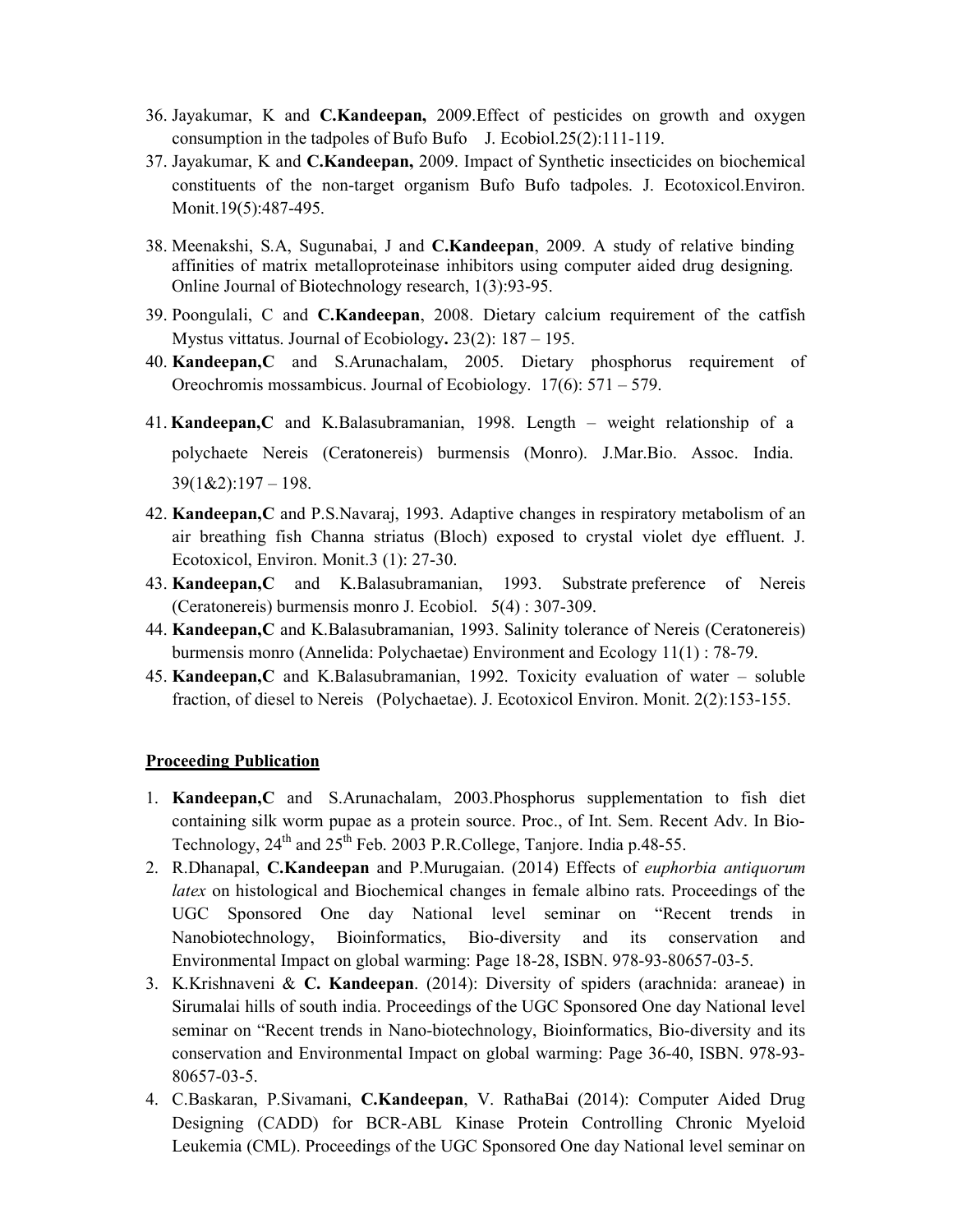36. Jayakumar, K and **C.Kandeepan,** 2009.Effect of pesticides on growth and oxygen consumption in the tadpoles of Bufo Bufo J. Ecobiol.25(2):111-119.
37. Jayakumar, K and **C.Kandeepan,** 2009. Impact of Synthetic insecticides on biochemical constituents of the non-target organism Bufo Bufo tadpoles. J. Ecotoxicol.Environ. Monit.19(5):487-495.
38. Meenakshi, S.A, Sugunabai, J and **C.Kandeepan**, 2009. A study of relative binding affinities of matrix metalloproteinase inhibitors using computer aided drug designing. Online Journal of Biotechnology research, 1(3):93-95.
39. Poongulali, C and **C.Kandeepan**, 2008. Dietary calcium requirement of the catfish Mystus vittatus. Journal of Ecobiology**.** 23(2): 187 – 195.
40. **Kandeepan,C** and S.Arunachalam, 2005. Dietary phosphorus requirement of Oreochromis mossambicus. Journal of Ecobiology. 17(6): 571 – 579.
41. **Kandeepan,C** and K.Balasubramanian, 1998. Length – weight relationship of a polychaete Nereis (Ceratonereis) burmensis (Monro). J.Mar.Bio. Assoc. India. 39(1&2):197 – 198.
42. **Kandeepan,C** and P.S.Navaraj, 1993. Adaptive changes in respiratory metabolism of an air breathing fish Channa striatus (Bloch) exposed to crystal violet dye effluent. J. Ecotoxicol, Environ. Monit.3 (1): 27-30.
43. **Kandeepan,C** and K.Balasubramanian, 1993. Substrate preference of Nereis (Ceratonereis) burmensis monro J. Ecobiol. 5(4) : 307-309.
44. **Kandeepan,C** and K.Balasubramanian, 1993. Salinity tolerance of Nereis (Ceratonereis) burmensis monro (Annelida: Polychaetae) Environment and Ecology 11(1) : 78-79.
45. **Kandeepan,C** and K.Balasubramanian, 1992. Toxicity evaluation of water – soluble fraction, of diesel to Nereis (Polychaetae). J. Ecotoxicol Environ. Monit. 2(2):153-155.

## Proceeding Publication

1. **Kandeepan,C** and S.Arunachalam, 2003.Phosphorus supplementation to fish diet containing silk worm pupae as a protein source. Proc., of Int. Sem. Recent Adv. In Bio-Technology, 24th and 25th Feb. 2003 P.R.College, Tanjore. India p.48-55.
2. R.Dhanapal, **C.Kandeepan** and P.Murugaian. (2014) Effects of *euphorbia antiquorum latex* on histological and Biochemical changes in female albino rats. Proceedings of the UGC Sponsored One day National level seminar on "Recent trends in Nanobiotechnology, Bioinformatics, Bio-diversity and its conservation and Environmental Impact on global warming: Page 18-28, ISBN. 978-93-80657-03-5.
3. K.Krishnaveni & **C. Kandeepan**. (2014): Diversity of spiders (arachnida: araneae) in Sirumalai hills of south india. Proceedings of the UGC Sponsored One day National level seminar on "Recent trends in Nano-biotechnology, Bioinformatics, Bio-diversity and its conservation and Environmental Impact on global warming: Page 36-40, ISBN. 978-93-80657-03-5.
4. C.Baskaran, P.Sivamani, **C.Kandeepan**, V. RathaBai (2014): Computer Aided Drug Designing (CADD) for BCR-ABL Kinase Protein Controlling Chronic Myeloid Leukemia (CML). Proceedings of the UGC Sponsored One day National level seminar on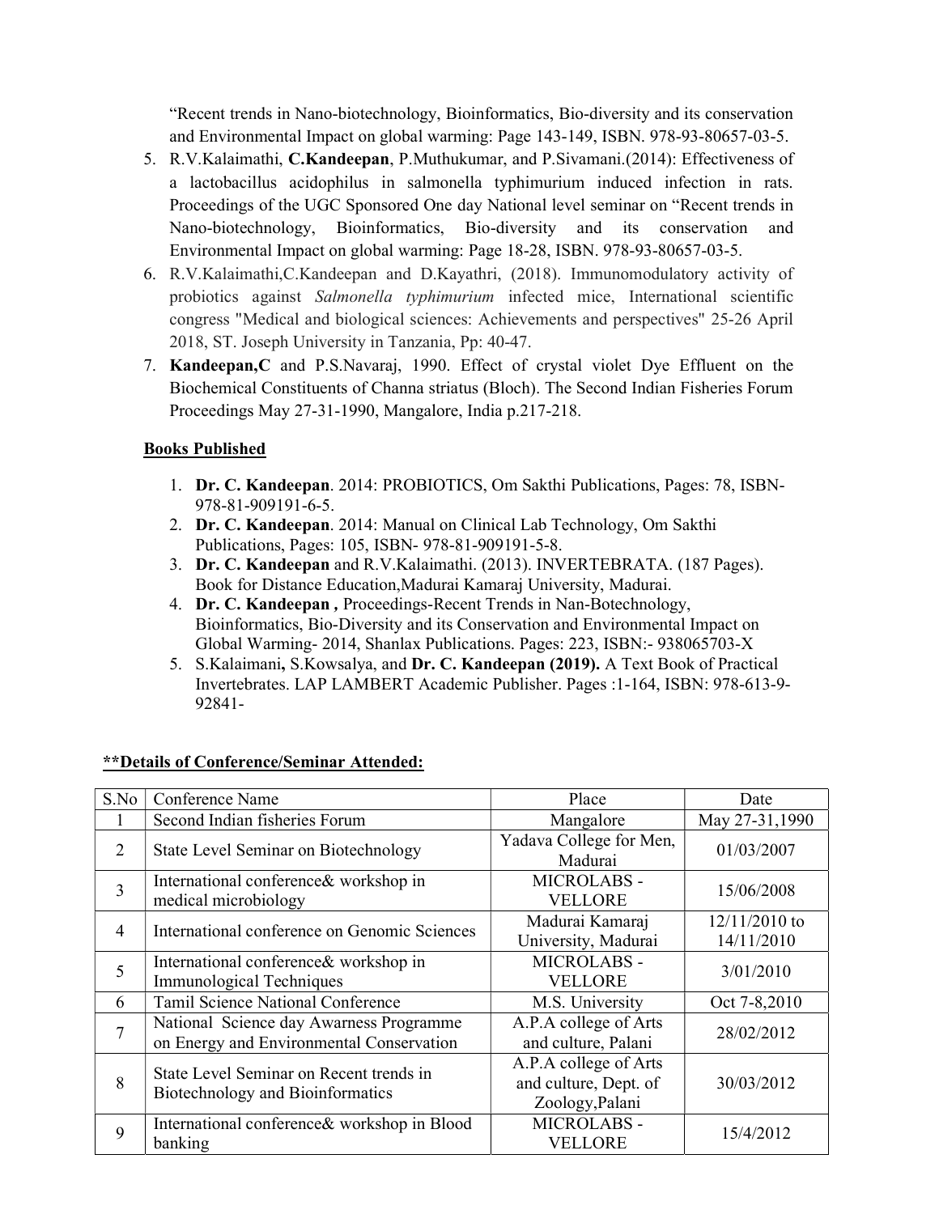"Recent trends in Nano-biotechnology, Bioinformatics, Bio-diversity and its conservation and Environmental Impact on global warming: Page 143-149, ISBN. 978-93-80657-03-5.

5. R.V.Kalaimathi, **C.Kandeepan**, P.Muthukumar, and P.Sivamani.(2014): Effectiveness of a lactobacillus acidophilus in salmonella typhimurium induced infection in rats. Proceedings of the UGC Sponsored One day National level seminar on "Recent trends in Nano-biotechnology, Bioinformatics, Bio-diversity and its conservation and Environmental Impact on global warming: Page 18-28, ISBN. 978-93-80657-03-5.
6. R.V.Kalaimathi,C.Kandeepan and D.Kayathri, (2018). Immunomodulatory activity of probiotics against *Salmonella typhimurium* infected mice, International scientific congress "Medical and biological sciences: Achievements and perspectives" 25-26 April 2018, ST. Joseph University in Tanzania, Pp: 40-47.
7. **Kandeepan,C** and P.S.Navaraj, 1990. Effect of crystal violet Dye Effluent on the Biochemical Constituents of Channa striatus (Bloch). The Second Indian Fisheries Forum Proceedings May 27-31-1990, Mangalore, India p.217-218.

**Books Published**

1. **Dr. C. Kandeepan**. 2014: PROBIOTICS, Om Sakthi Publications, Pages: 78, ISBN-978-81-909191-6-5.
2. **Dr. C. Kandeepan**. 2014: Manual on Clinical Lab Technology, Om Sakthi Publications, Pages: 105, ISBN- 978-81-909191-5-8.
3. **Dr. C. Kandeepan** and R.V.Kalaimathi. (2013). INVERTEBRATA. (187 Pages). Book for Distance Education,Madurai Kamaraj University, Madurai.
4. **Dr. C. Kandeepan ,** Proceedings-Recent Trends in Nan-Botechnology, Bioinformatics, Bio-Diversity and its Conservation and Environmental Impact on Global Warming- 2014, Shanlax Publications. Pages: 223, ISBN:- 938065703-X
5. S.Kalaimani**,** S.Kowsalya, and **Dr. C. Kandeepan (2019).** A Text Book of Practical Invertebrates. LAP LAMBERT Academic Publisher. Pages :1-164, ISBN: 978-613-9-92841-

**\*\*Details of Conference/Seminar Attended:**

| S.No | Conference Name | Place | Date |
|---|---|---|---|
| 1 | Second Indian fisheries Forum | Mangalore | May 27-31,1990 |
| 2 | State Level Seminar on Biotechnology | Yadava College for Men, Madurai | 01/03/2007 |
| 3 | International conference& workshop in medical microbiology | MICROLABS - VELLORE | 15/06/2008 |
| 4 | International conference on Genomic Sciences | Madurai Kamaraj University, Madurai | 12/11/2010 to 14/11/2010 |
| 5 | International conference& workshop in Immunological Techniques | MICROLABS - VELLORE | 3/01/2010 |
| 6 | Tamil Science National Conference | M.S. University | Oct 7-8,2010 |
| 7 | National Science day Awarness Programme on Energy and Environmental Conservation | A.P.A college of Arts and culture, Palani | 28/02/2012 |
| 8 | State Level Seminar on Recent trends in Biotechnology and Bioinformatics | A.P.A college of Arts and culture, Dept. of Zoology,Palani | 30/03/2012 |
| 9 | International conference& workshop in Blood banking | MICROLABS - VELLORE | 15/4/2012 |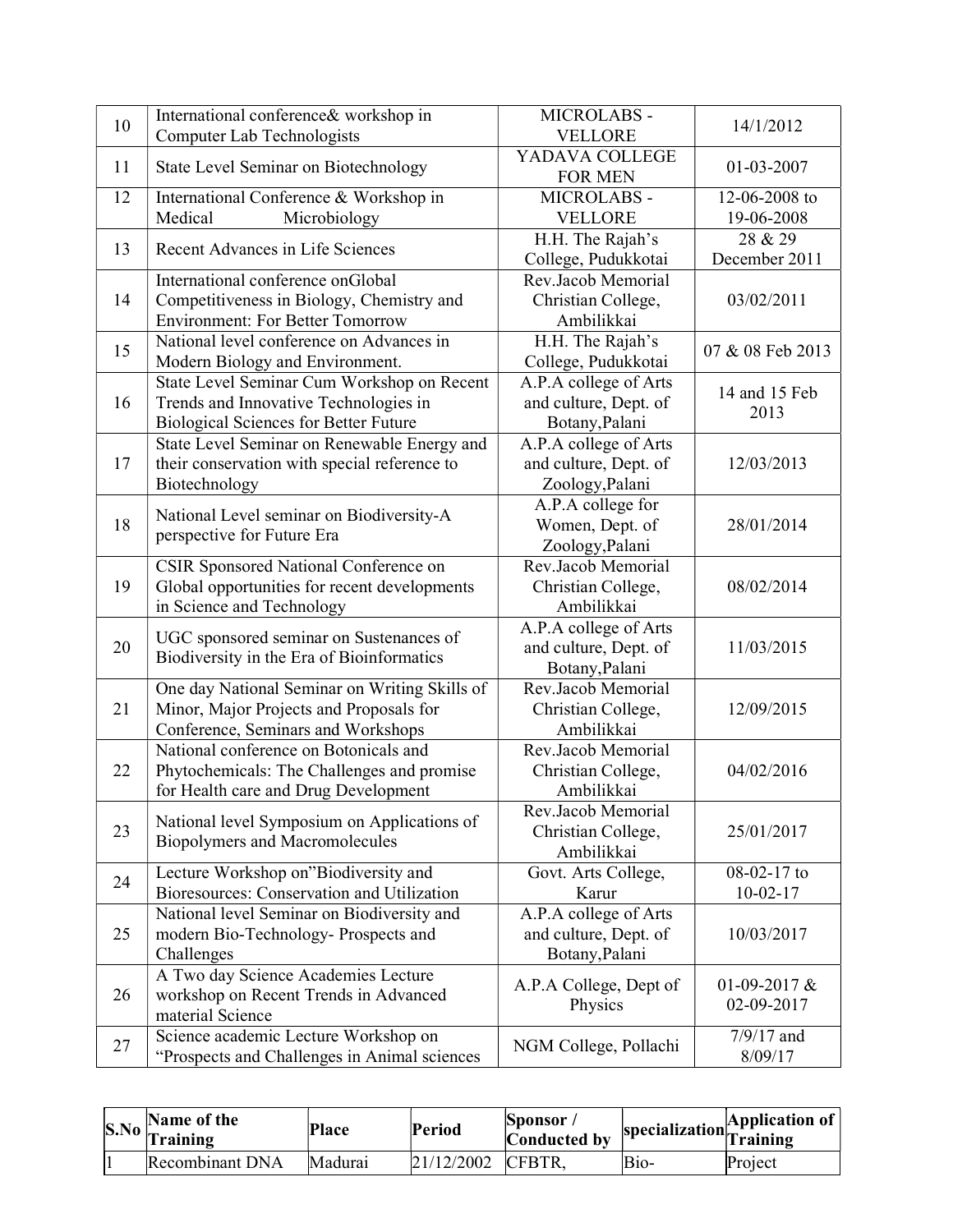| | | | |
|---|---|---|---|
| 10 | International conference& workshop in Computer Lab Technologists | MICROLABS - VELLORE | 14/1/2012 |
| 11 | State Level Seminar on Biotechnology | YADAVA COLLEGE FOR MEN | 01-03-2007 |
| 12 | International Conference & Workshop in Medical Microbiology | MICROLABS - VELLORE | 12-06-2008 to 19-06-2008 |
| 13 | Recent Advances in Life Sciences | H.H. The Rajah's College, Pudukkotai | 28 & 29 December 2011 |
| 14 | International conference onGlobal Competitiveness in Biology, Chemistry and Environment: For Better Tomorrow | Rev.Jacob Memorial Christian College, Ambilikkai | 03/02/2011 |
| 15 | National level conference on Advances in Modern Biology and Environment. | H.H. The Rajah's College, Pudukkotai | 07 & 08 Feb 2013 |
| 16 | State Level Seminar Cum Workshop on Recent Trends and Innovative Technologies in Biological Sciences for Better Future | A.P.A college of Arts and culture, Dept. of Botany,Palani | 14 and 15 Feb 2013 |
| 17 | State Level Seminar on Renewable Energy and their conservation with special reference to Biotechnology | A.P.A college of Arts and culture, Dept. of Zoology,Palani | 12/03/2013 |
| 18 | National Level seminar on Biodiversity-A perspective for Future Era | A.P.A college for Women, Dept. of Zoology,Palani | 28/01/2014 |
| 19 | CSIR Sponsored National Conference on Global opportunities for recent developments in Science and Technology | Rev.Jacob Memorial Christian College, Ambilikkai | 08/02/2014 |
| 20 | UGC sponsored seminar on Sustenances of Biodiversity in the Era of Bioinformatics | A.P.A college of Arts and culture, Dept. of Botany,Palani | 11/03/2015 |
| 21 | One day National Seminar on Writing Skills of Minor, Major Projects and Proposals for Conference, Seminars and Workshops | Rev.Jacob Memorial Christian College, Ambilikkai | 12/09/2015 |
| 22 | National conference on Botonicals and Phytochemicals: The Challenges and promise for Health care and Drug Development | Rev.Jacob Memorial Christian College, Ambilikkai | 04/02/2016 |
| 23 | National level Symposium on Applications of Biopolymers and Macromolecules | Rev.Jacob Memorial Christian College, Ambilikkai | 25/01/2017 |
| 24 | Lecture Workshop on"Biodiversity and Bioresources: Conservation and Utilization | Govt. Arts College, Karur | 08-02-17 to 10-02-17 |
| 25 | National level Seminar on Biodiversity and modern Bio-Technology- Prospects and Challenges | A.P.A college of Arts and culture, Dept. of Botany,Palani | 10/03/2017 |
| 26 | A Two day Science Academies Lecture workshop on Recent Trends in Advanced material Science | A.P.A College, Dept of Physics | 01-09-2017 & 02-09-2017 |
| 27 | Science academic Lecture Workshop on "Prospects and Challenges in Animal sciences | NGM College, Pollachi | 7/9/17 and 8/09/17 |

| S.No | Name of the Training | Place | Period | Sponsor / Conducted by | specialization | Application of Training |
|---|---|---|---|---|---|---|
| 1 | Recombinant DNA | Madurai | 21/12/2002 | CFBTR, | Bio- | Project |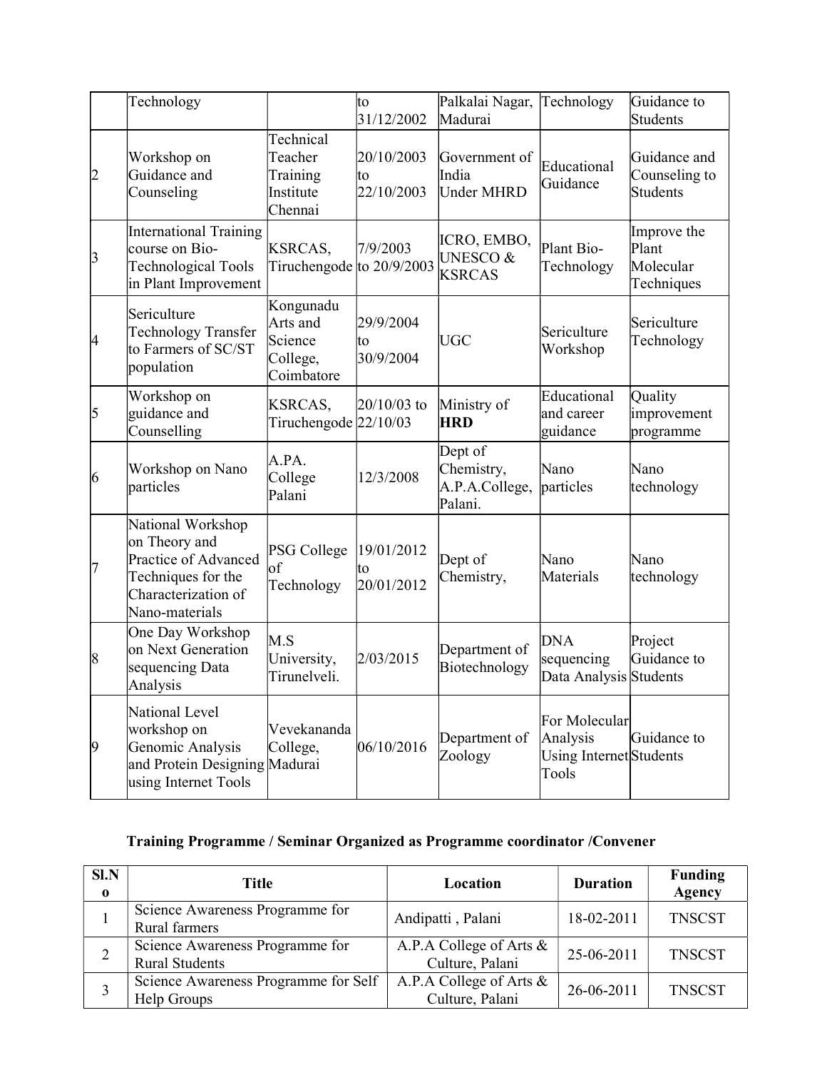|  | Technology |  | to 31/12/2002 | Palkalai Nagar, Madurai | Technology | Guidance to Students |
|---|---|---|---|---|---|---|
| 2 | Workshop on Guidance and Counseling | Technical Teacher Training Institute Chennai | 20/10/2003 to 22/10/2003 | Government of India Under MHRD | Educational Guidance | Guidance and Counseling to Students |
| 3 | International Training course on Bio-Technological Tools in Plant Improvement | KSRCAS, Tiruchengode | 7/9/2003 to 20/9/2003 | ICRO, EMBO, UNESCO & KSRCAS | Plant Bio-Technology | Improve the Plant Molecular Techniques |
| 4 | Sericulture Technology Transfer to Farmers of SC/ST population | Kongunadu Arts and Science College, Coimbatore | 29/9/2004 to 30/9/2004 | UGC | Sericulture Workshop | Sericulture Technology |
| 5 | Workshop on guidance and Counselling | KSRCAS, Tiruchengode | 20/10/03 to 22/10/03 | Ministry of **HRD** | Educational and career guidance | Quality improvement programme |
| 6 | Workshop on Nano particles | A.PA. College Palani | 12/3/2008 | Dept of Chemistry, A.P.A.College, Palani. | Nano particles | Nano technology |
| 7 | National Workshop on Theory and Practice of Advanced Techniques for the Characterization of Nano-materials | PSG College of Technology | 19/01/2012 to 20/01/2012 | Dept of Chemistry, | Nano Materials | Nano technology |
| 8 | One Day Workshop on Next Generation sequencing Data Analysis | M.S University, Tirunelveli. | 2/03/2015 | Department of Biotechnology | DNA sequencing Data Analysis | Project Guidance to Students |
| 9 | National Level workshop on Genomic Analysis and Protein Designing using Internet Tools | Vevekananda College, Madurai | 06/10/2016 | Department of Zoology | For Molecular Analysis Using Internet Tools | Guidance to Students |

**Training Programme / Seminar Organized as Programme coordinator /Convener**

| Sl.No | Title | Location | Duration | Funding Agency |
|---|---|---|---|---|
| 1 | Science Awareness Programme for Rural farmers | Andipatti , Palani | 18-02-2011 | TNSCST |
| 2 | Science Awareness Programme for Rural Students | A.P.A College of Arts & Culture, Palani | 25-06-2011 | TNSCST |
| 3 | Science Awareness Programme for Self Help Groups | A.P.A College of Arts & Culture, Palani | 26-06-2011 | TNSCST |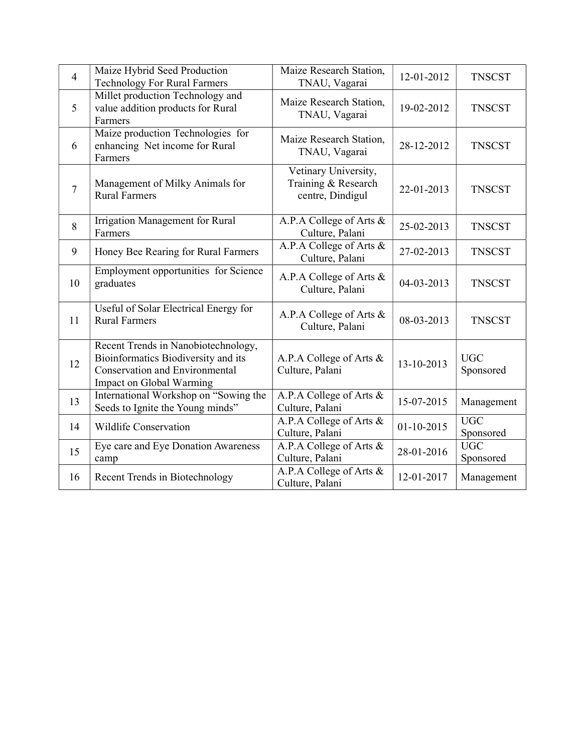| | | | | |
|---|---|---|---|---|
| 4 | Maize Hybrid Seed Production Technology For Rural Farmers | Maize Research Station, TNAU, Vagarai | 12-01-2012 | TNSCST |
| 5 | Millet production Technology and value addition products for Rural Farmers | Maize Research Station, TNAU, Vagarai | 19-02-2012 | TNSCST |
| 6 | Maize production Technologies for enhancing Net income for Rural Farmers | Maize Research Station, TNAU, Vagarai | 28-12-2012 | TNSCST |
| 7 | Management of Milky Animals for Rural Farmers | Vetinary University, Training & Research centre, Dindigul | 22-01-2013 | TNSCST |
| 8 | Irrigation Management for Rural Farmers | A.P.A College of Arts & Culture, Palani | 25-02-2013 | TNSCST |
| 9 | Honey Bee Rearing for Rural Farmers | A.P.A College of Arts & Culture, Palani | 27-02-2013 | TNSCST |
| 10 | Employment opportunities for Science graduates | A.P.A College of Arts & Culture, Palani | 04-03-2013 | TNSCST |
| 11 | Useful of Solar Electrical Energy for Rural Farmers | A.P.A College of Arts & Culture, Palani | 08-03-2013 | TNSCST |
| 12 | Recent Trends in Nanobiotechnology, Bioinformatics Biodiversity and its Conservation and Environmental Impact on Global Warming | A.P.A College of Arts & Culture, Palani | 13-10-2013 | UGC Sponsored |
| 13 | International Workshop on "Sowing the Seeds to Ignite the Young minds" | A.P.A College of Arts & Culture, Palani | 15-07-2015 | Management |
| 14 | Wildlife Conservation | A.P.A College of Arts & Culture, Palani | 01-10-2015 | UGC Sponsored |
| 15 | Eye care and Eye Donation Awareness camp | A.P.A College of Arts & Culture, Palani | 28-01-2016 | UGC Sponsored |
| 16 | Recent Trends in Biotechnology | A.P.A College of Arts & Culture, Palani | 12-01-2017 | Management |